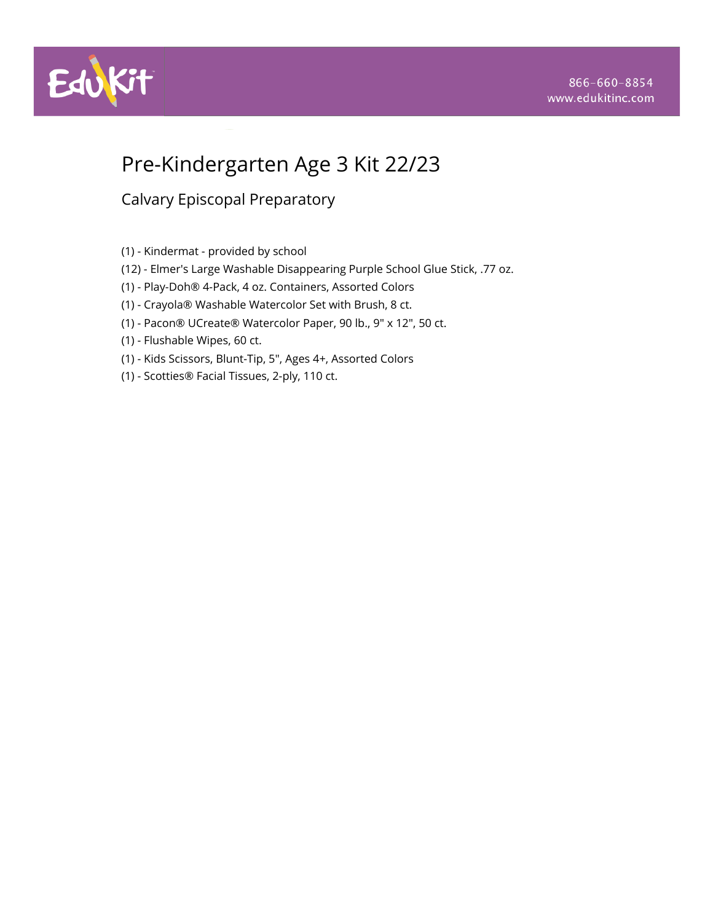EduKit

866-660-8854
www.edukitinc.com

# Pre-Kindergarten Age 3 Kit 22/23

## Calvary Episcopal Preparatory

(1) - Kindermat - provided by school
(12) - Elmer's Large Washable Disappearing Purple School Glue Stick, .77 oz.
(1) - Play-Doh® 4-Pack, 4 oz. Containers, Assorted Colors
(1) - Crayola® Washable Watercolor Set with Brush, 8 ct.
(1) - Pacon® UCreate® Watercolor Paper, 90 lb., 9" x 12", 50 ct.
(1) - Flushable Wipes, 60 ct.
(1) - Kids Scissors, Blunt-Tip, 5", Ages 4+, Assorted Colors
(1) - Scotties® Facial Tissues, 2-ply, 110 ct.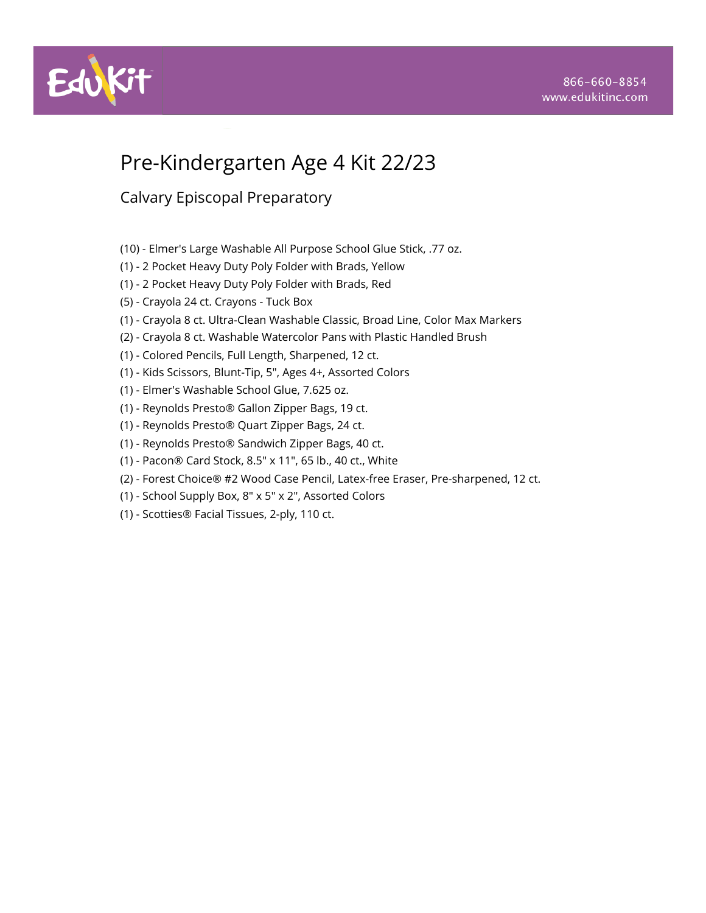# Pre-Kindergarten Age 4 Kit 22/23

## Calvary Episcopal Preparatory

(10) - Elmer's Large Washable All Purpose School Glue Stick, .77 oz.
(1) - 2 Pocket Heavy Duty Poly Folder with Brads, Yellow
(1) - 2 Pocket Heavy Duty Poly Folder with Brads, Red
(5) - Crayola 24 ct. Crayons - Tuck Box
(1) - Crayola 8 ct. Ultra-Clean Washable Classic, Broad Line, Color Max Markers
(2) - Crayola 8 ct. Washable Watercolor Pans with Plastic Handled Brush
(1) - Colored Pencils, Full Length, Sharpened, 12 ct.
(1) - Kids Scissors, Blunt-Tip, 5", Ages 4+, Assorted Colors
(1) - Elmer's Washable School Glue, 7.625 oz.
(1) - Reynolds Presto® Gallon Zipper Bags, 19 ct.
(1) - Reynolds Presto® Quart Zipper Bags, 24 ct.
(1) - Reynolds Presto® Sandwich Zipper Bags, 40 ct.
(1) - Pacon® Card Stock, 8.5" x 11", 65 lb., 40 ct., White
(2) - Forest Choice® #2 Wood Case Pencil, Latex-free Eraser, Pre-sharpened, 12 ct.
(1) - School Supply Box, 8" x 5" x 2", Assorted Colors
(1) - Scotties® Facial Tissues, 2-ply, 110 ct.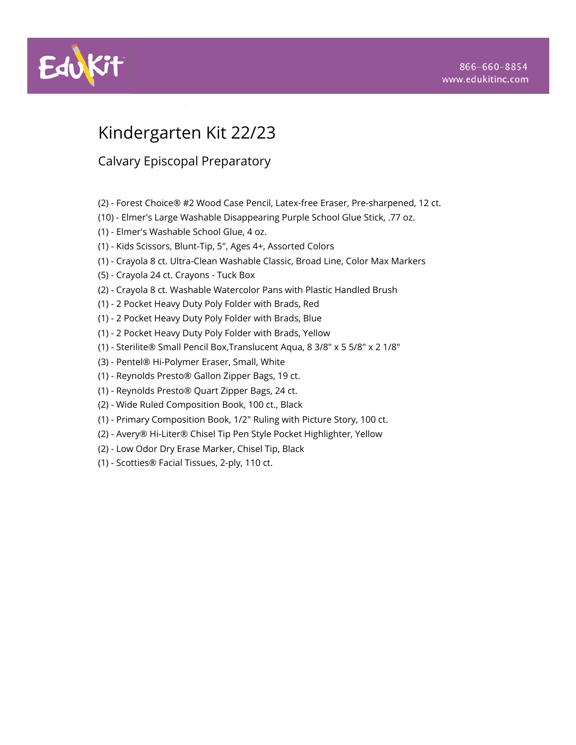# Kindergarten Kit 22/23

## Calvary Episcopal Preparatory

(2) - Forest Choice® #2 Wood Case Pencil, Latex-free Eraser, Pre-sharpened, 12 ct.
(10) - Elmer's Large Washable Disappearing Purple School Glue Stick, .77 oz.
(1) - Elmer's Washable School Glue, 4 oz.
(1) - Kids Scissors, Blunt-Tip, 5", Ages 4+, Assorted Colors
(1) - Crayola 8 ct. Ultra-Clean Washable Classic, Broad Line, Color Max Markers
(5) - Crayola 24 ct. Crayons - Tuck Box
(2) - Crayola 8 ct. Washable Watercolor Pans with Plastic Handled Brush
(1) - 2 Pocket Heavy Duty Poly Folder with Brads, Red
(1) - 2 Pocket Heavy Duty Poly Folder with Brads, Blue
(1) - 2 Pocket Heavy Duty Poly Folder with Brads, Yellow
(1) - Sterilite® Small Pencil Box,Translucent Aqua, 8 3/8" x 5 5/8" x 2 1/8"
(3) - Pentel® Hi-Polymer Eraser, Small, White
(1) - Reynolds Presto® Gallon Zipper Bags, 19 ct.
(1) - Reynolds Presto® Quart Zipper Bags, 24 ct.
(2) - Wide Ruled Composition Book, 100 ct., Black
(1) - Primary Composition Book, 1/2" Ruling with Picture Story, 100 ct.
(2) - Avery® Hi-Liter® Chisel Tip Pen Style Pocket Highlighter, Yellow
(2) - Low Odor Dry Erase Marker, Chisel Tip, Black
(1) - Scotties® Facial Tissues, 2-ply, 110 ct.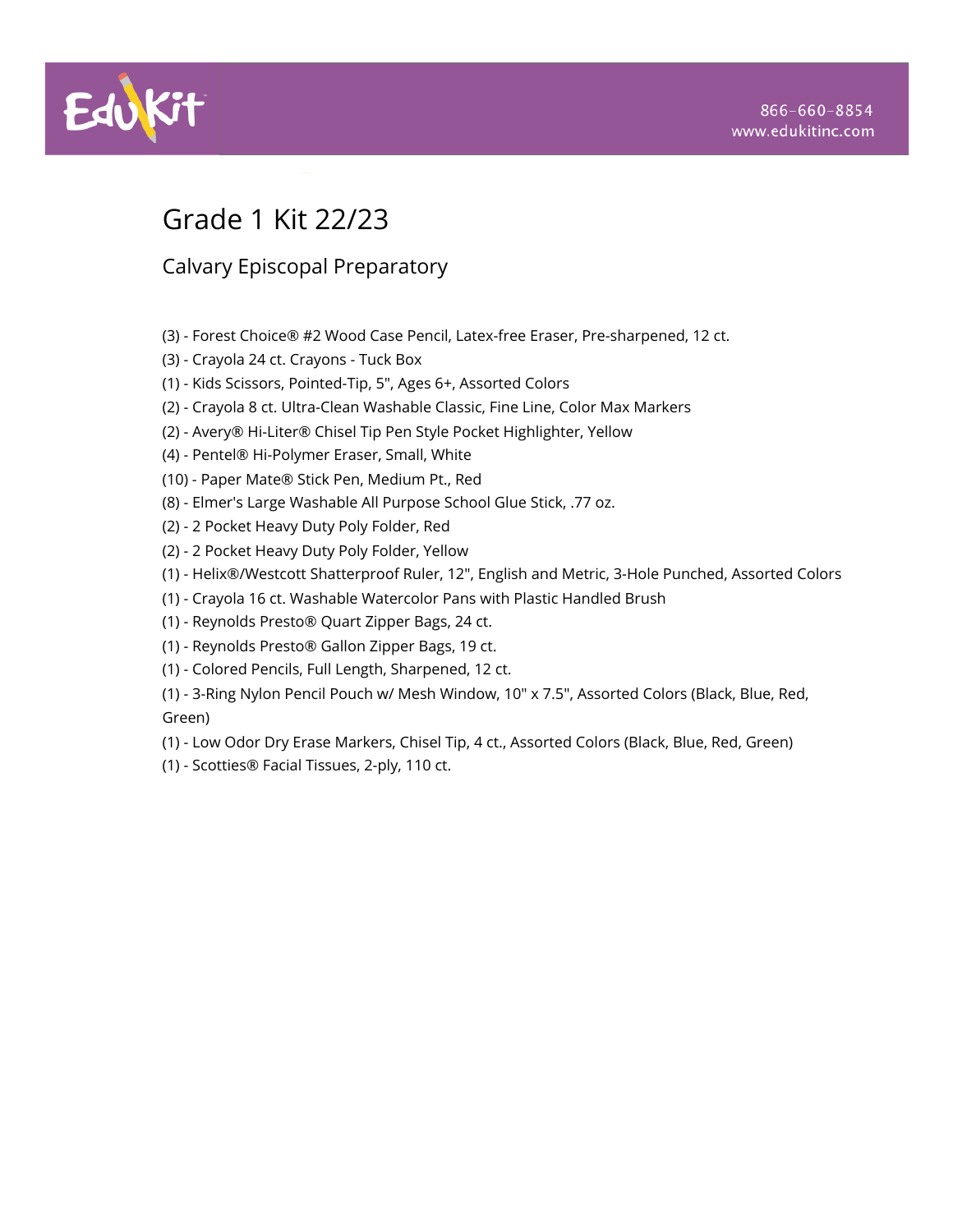# Grade 1 Kit 22/23

## Calvary Episcopal Preparatory

(3) - Forest Choice® #2 Wood Case Pencil, Latex-free Eraser, Pre-sharpened, 12 ct.
(3) - Crayola 24 ct. Crayons - Tuck Box
(1) - Kids Scissors, Pointed-Tip, 5", Ages 6+, Assorted Colors
(2) - Crayola 8 ct. Ultra-Clean Washable Classic, Fine Line, Color Max Markers
(2) - Avery® Hi-Liter® Chisel Tip Pen Style Pocket Highlighter, Yellow
(4) - Pentel® Hi-Polymer Eraser, Small, White
(10) - Paper Mate® Stick Pen, Medium Pt., Red
(8) - Elmer's Large Washable All Purpose School Glue Stick, .77 oz.
(2) - 2 Pocket Heavy Duty Poly Folder, Red
(2) - 2 Pocket Heavy Duty Poly Folder, Yellow
(1) - Helix®/Westcott Shatterproof Ruler, 12", English and Metric, 3-Hole Punched, Assorted Colors
(1) - Crayola 16 ct. Washable Watercolor Pans with Plastic Handled Brush
(1) - Reynolds Presto® Quart Zipper Bags, 24 ct.
(1) - Reynolds Presto® Gallon Zipper Bags, 19 ct.
(1) - Colored Pencils, Full Length, Sharpened, 12 ct.
(1) - 3-Ring Nylon Pencil Pouch w/ Mesh Window, 10" x 7.5", Assorted Colors (Black, Blue, Red, Green)
(1) - Low Odor Dry Erase Markers, Chisel Tip, 4 ct., Assorted Colors (Black, Blue, Red, Green)
(1) - Scotties® Facial Tissues, 2-ply, 110 ct.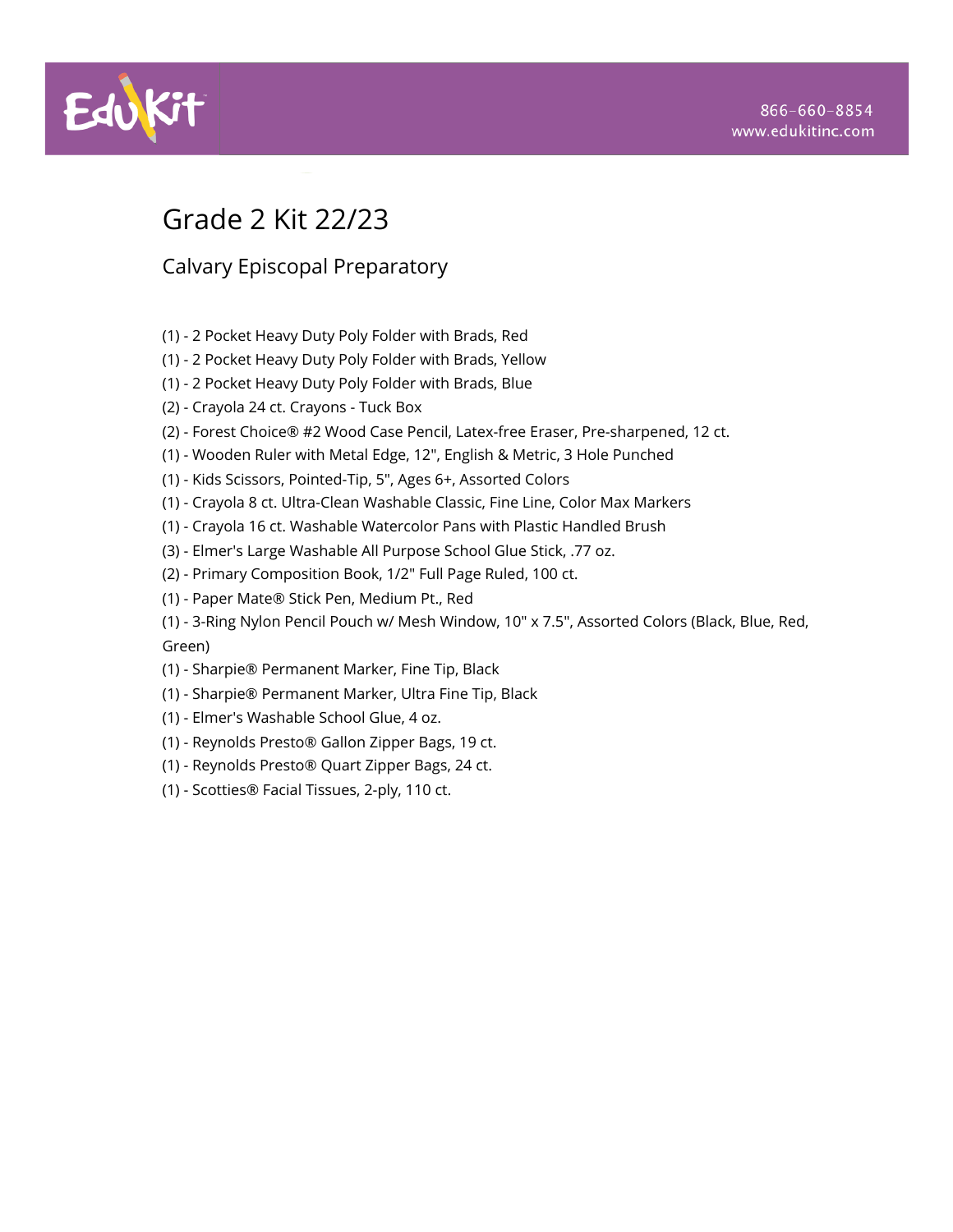# Grade 2 Kit 22/23

## Calvary Episcopal Preparatory

(1) - 2 Pocket Heavy Duty Poly Folder with Brads, Red
(1) - 2 Pocket Heavy Duty Poly Folder with Brads, Yellow
(1) - 2 Pocket Heavy Duty Poly Folder with Brads, Blue
(2) - Crayola 24 ct. Crayons - Tuck Box
(2) - Forest Choice® #2 Wood Case Pencil, Latex-free Eraser, Pre-sharpened, 12 ct.
(1) - Wooden Ruler with Metal Edge, 12", English & Metric, 3 Hole Punched
(1) - Kids Scissors, Pointed-Tip, 5", Ages 6+, Assorted Colors
(1) - Crayola 8 ct. Ultra-Clean Washable Classic, Fine Line, Color Max Markers
(1) - Crayola 16 ct. Washable Watercolor Pans with Plastic Handled Brush
(3) - Elmer's Large Washable All Purpose School Glue Stick, .77 oz.
(2) - Primary Composition Book, 1/2" Full Page Ruled, 100 ct.
(1) - Paper Mate® Stick Pen, Medium Pt., Red
(1) - 3-Ring Nylon Pencil Pouch w/ Mesh Window, 10" x 7.5", Assorted Colors (Black, Blue, Red, Green)
(1) - Sharpie® Permanent Marker, Fine Tip, Black
(1) - Sharpie® Permanent Marker, Ultra Fine Tip, Black
(1) - Elmer's Washable School Glue, 4 oz.
(1) - Reynolds Presto® Gallon Zipper Bags, 19 ct.
(1) - Reynolds Presto® Quart Zipper Bags, 24 ct.
(1) - Scotties® Facial Tissues, 2-ply, 110 ct.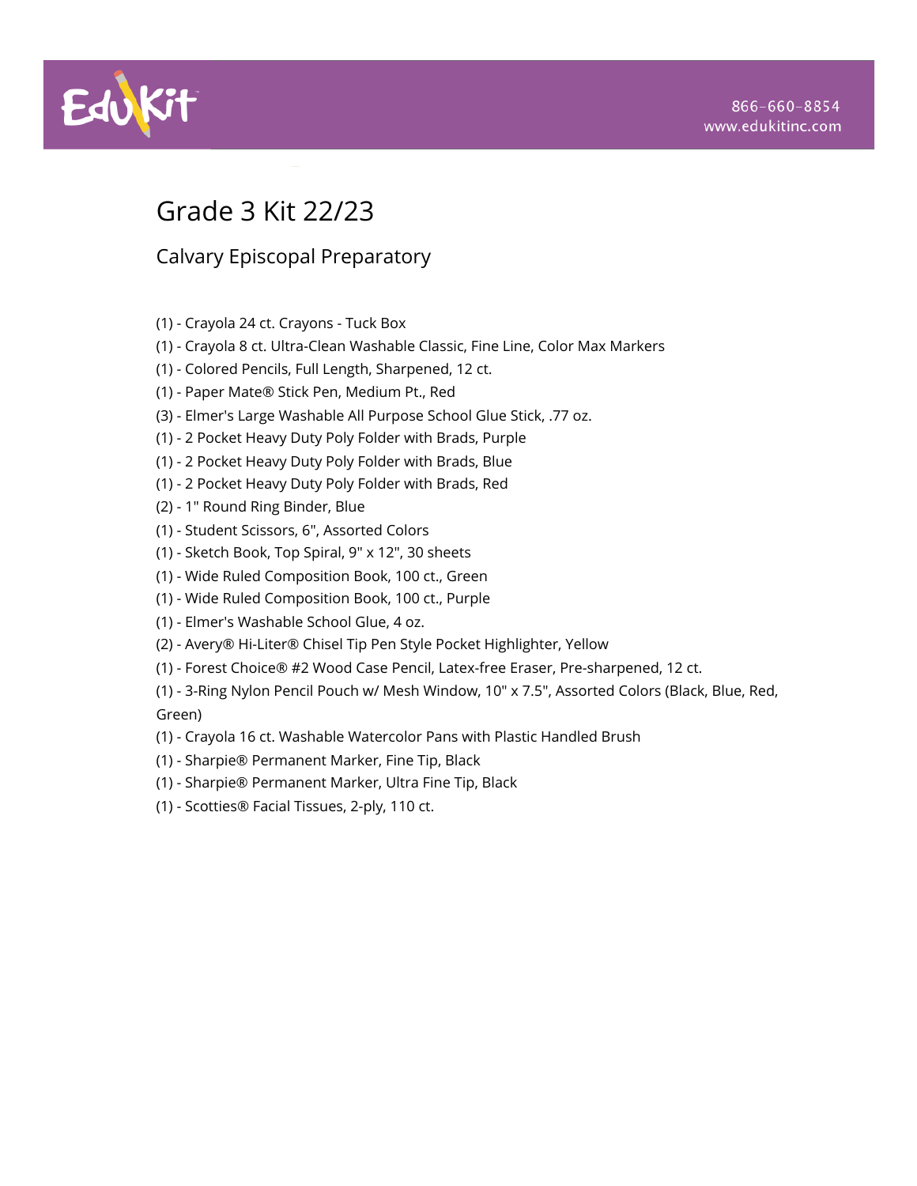EduKit

866-660-8854
www.edukitinc.com

# Grade 3 Kit 22/23

## Calvary Episcopal Preparatory

(1) - Crayola 24 ct. Crayons - Tuck Box
(1) - Crayola 8 ct. Ultra-Clean Washable Classic, Fine Line, Color Max Markers
(1) - Colored Pencils, Full Length, Sharpened, 12 ct.
(1) - Paper Mate® Stick Pen, Medium Pt., Red
(3) - Elmer's Large Washable All Purpose School Glue Stick, .77 oz.
(1) - 2 Pocket Heavy Duty Poly Folder with Brads, Purple
(1) - 2 Pocket Heavy Duty Poly Folder with Brads, Blue
(1) - 2 Pocket Heavy Duty Poly Folder with Brads, Red
(2) - 1" Round Ring Binder, Blue
(1) - Student Scissors, 6", Assorted Colors
(1) - Sketch Book, Top Spiral, 9" x 12", 30 sheets
(1) - Wide Ruled Composition Book, 100 ct., Green
(1) - Wide Ruled Composition Book, 100 ct., Purple
(1) - Elmer's Washable School Glue, 4 oz.
(2) - Avery® Hi-Liter® Chisel Tip Pen Style Pocket Highlighter, Yellow
(1) - Forest Choice® #2 Wood Case Pencil, Latex-free Eraser, Pre-sharpened, 12 ct.
(1) - 3-Ring Nylon Pencil Pouch w/ Mesh Window, 10" x 7.5", Assorted Colors (Black, Blue, Red, Green)
(1) - Crayola 16 ct. Washable Watercolor Pans with Plastic Handled Brush
(1) - Sharpie® Permanent Marker, Fine Tip, Black
(1) - Sharpie® Permanent Marker, Ultra Fine Tip, Black
(1) - Scotties® Facial Tissues, 2-ply, 110 ct.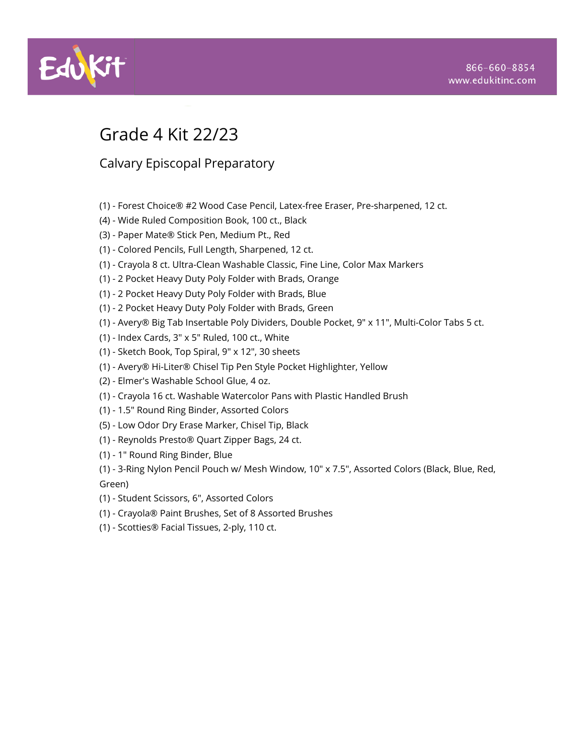# Grade 4 Kit 22/23

## Calvary Episcopal Preparatory

(1) - Forest Choice® #2 Wood Case Pencil, Latex-free Eraser, Pre-sharpened, 12 ct.
(4) - Wide Ruled Composition Book, 100 ct., Black
(3) - Paper Mate® Stick Pen, Medium Pt., Red
(1) - Colored Pencils, Full Length, Sharpened, 12 ct.
(1) - Crayola 8 ct. Ultra-Clean Washable Classic, Fine Line, Color Max Markers
(1) - 2 Pocket Heavy Duty Poly Folder with Brads, Orange
(1) - 2 Pocket Heavy Duty Poly Folder with Brads, Blue
(1) - 2 Pocket Heavy Duty Poly Folder with Brads, Green
(1) - Avery® Big Tab Insertable Poly Dividers, Double Pocket, 9" x 11", Multi-Color Tabs 5 ct.
(1) - Index Cards, 3" x 5" Ruled, 100 ct., White
(1) - Sketch Book, Top Spiral, 9" x 12", 30 sheets
(1) - Avery® Hi-Liter® Chisel Tip Pen Style Pocket Highlighter, Yellow
(2) - Elmer's Washable School Glue, 4 oz.
(1) - Crayola 16 ct. Washable Watercolor Pans with Plastic Handled Brush
(1) - 1.5" Round Ring Binder, Assorted Colors
(5) - Low Odor Dry Erase Marker, Chisel Tip, Black
(1) - Reynolds Presto® Quart Zipper Bags, 24 ct.
(1) - 1" Round Ring Binder, Blue
(1) - 3-Ring Nylon Pencil Pouch w/ Mesh Window, 10" x 7.5", Assorted Colors (Black, Blue, Red, Green)
(1) - Student Scissors, 6", Assorted Colors
(1) - Crayola® Paint Brushes, Set of 8 Assorted Brushes
(1) - Scotties® Facial Tissues, 2-ply, 110 ct.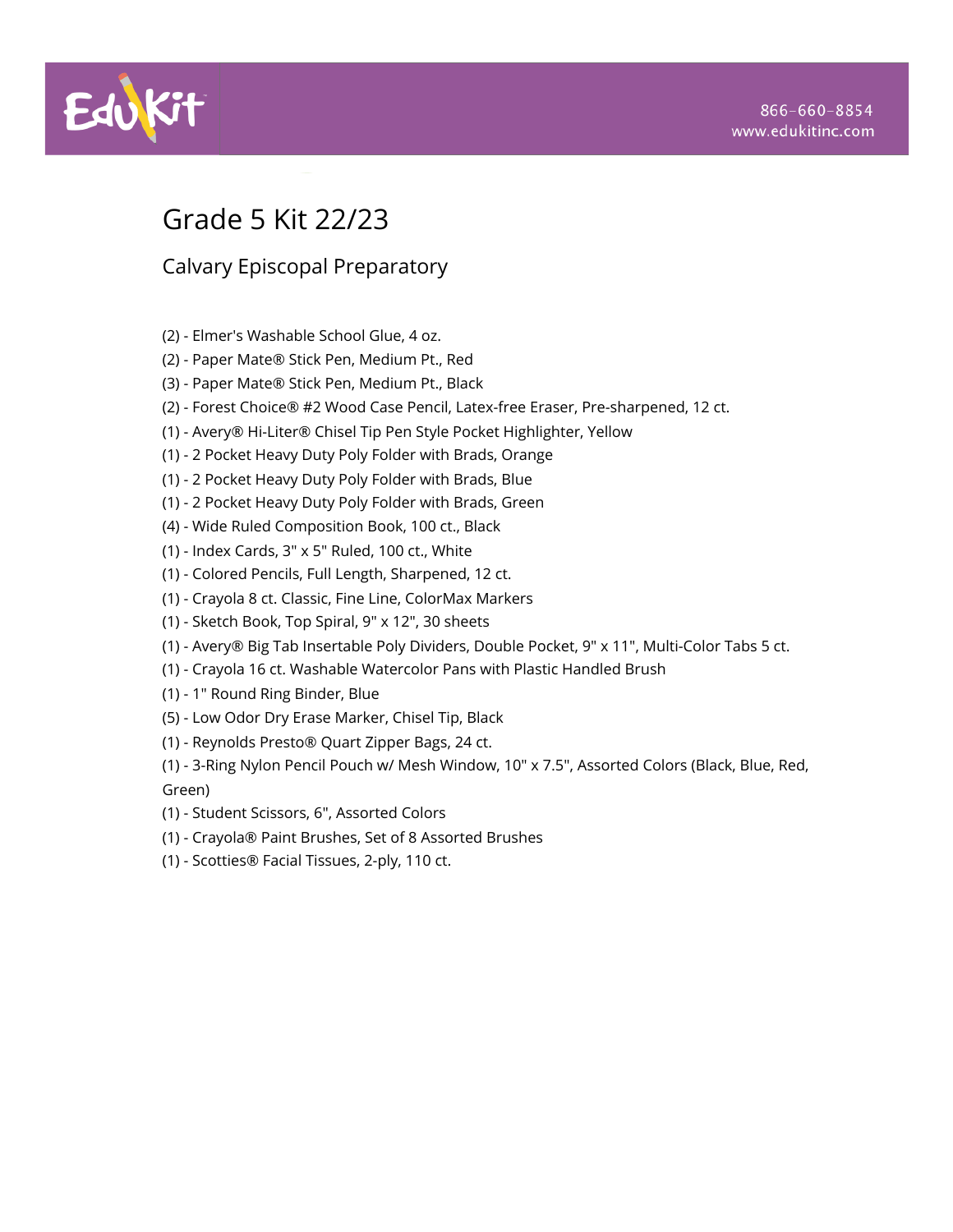# Grade 5 Kit 22/23

## Calvary Episcopal Preparatory

(2) - Elmer's Washable School Glue, 4 oz.
(2) - Paper Mate® Stick Pen, Medium Pt., Red
(3) - Paper Mate® Stick Pen, Medium Pt., Black
(2) - Forest Choice® #2 Wood Case Pencil, Latex-free Eraser, Pre-sharpened, 12 ct.
(1) - Avery® Hi-Liter® Chisel Tip Pen Style Pocket Highlighter, Yellow
(1) - 2 Pocket Heavy Duty Poly Folder with Brads, Orange
(1) - 2 Pocket Heavy Duty Poly Folder with Brads, Blue
(1) - 2 Pocket Heavy Duty Poly Folder with Brads, Green
(4) - Wide Ruled Composition Book, 100 ct., Black
(1) - Index Cards, 3" x 5" Ruled, 100 ct., White
(1) - Colored Pencils, Full Length, Sharpened, 12 ct.
(1) - Crayola 8 ct. Classic, Fine Line, ColorMax Markers
(1) - Sketch Book, Top Spiral, 9" x 12", 30 sheets
(1) - Avery® Big Tab Insertable Poly Dividers, Double Pocket, 9" x 11", Multi-Color Tabs 5 ct.
(1) - Crayola 16 ct. Washable Watercolor Pans with Plastic Handled Brush
(1) - 1" Round Ring Binder, Blue
(5) - Low Odor Dry Erase Marker, Chisel Tip, Black
(1) - Reynolds Presto® Quart Zipper Bags, 24 ct.
(1) - 3-Ring Nylon Pencil Pouch w/ Mesh Window, 10" x 7.5", Assorted Colors (Black, Blue, Red, Green)
(1) - Student Scissors, 6", Assorted Colors
(1) - Crayola® Paint Brushes, Set of 8 Assorted Brushes
(1) - Scotties® Facial Tissues, 2-ply, 110 ct.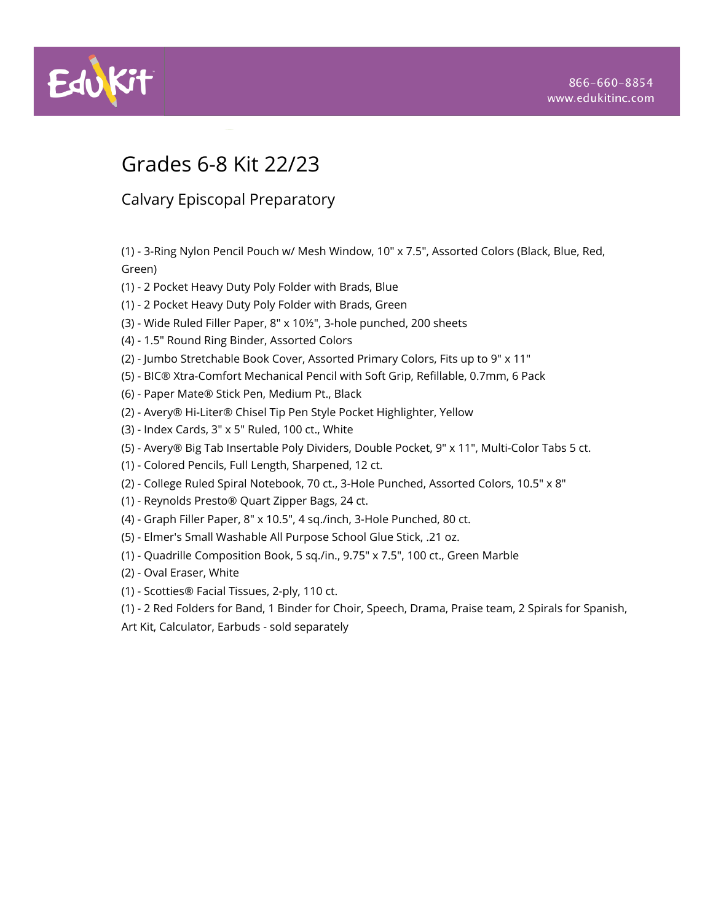# Grades 6-8 Kit 22/23

## Calvary Episcopal Preparatory

(1) - 3-Ring Nylon Pencil Pouch w/ Mesh Window, 10" x 7.5", Assorted Colors (Black, Blue, Red, Green)
(1) - 2 Pocket Heavy Duty Poly Folder with Brads, Blue
(1) - 2 Pocket Heavy Duty Poly Folder with Brads, Green
(3) - Wide Ruled Filler Paper, 8" x 10½", 3-hole punched, 200 sheets
(4) - 1.5" Round Ring Binder, Assorted Colors
(2) - Jumbo Stretchable Book Cover, Assorted Primary Colors, Fits up to 9" x 11"
(5) - BIC® Xtra-Comfort Mechanical Pencil with Soft Grip, Refillable, 0.7mm, 6 Pack
(6) - Paper Mate® Stick Pen, Medium Pt., Black
(2) - Avery® Hi-Liter® Chisel Tip Pen Style Pocket Highlighter, Yellow
(3) - Index Cards, 3" x 5" Ruled, 100 ct., White
(5) - Avery® Big Tab Insertable Poly Dividers, Double Pocket, 9" x 11", Multi-Color Tabs 5 ct.
(1) - Colored Pencils, Full Length, Sharpened, 12 ct.
(2) - College Ruled Spiral Notebook, 70 ct., 3-Hole Punched, Assorted Colors, 10.5" x 8"
(1) - Reynolds Presto® Quart Zipper Bags, 24 ct.
(4) - Graph Filler Paper, 8" x 10.5", 4 sq./inch, 3-Hole Punched, 80 ct.
(5) - Elmer's Small Washable All Purpose School Glue Stick, .21 oz.
(1) - Quadrille Composition Book, 5 sq./in., 9.75" x 7.5", 100 ct., Green Marble
(2) - Oval Eraser, White
(1) - Scotties® Facial Tissues, 2-ply, 110 ct.
(1) - 2 Red Folders for Band, 1 Binder for Choir, Speech, Drama, Praise team, 2 Spirals for Spanish, Art Kit, Calculator, Earbuds - sold separately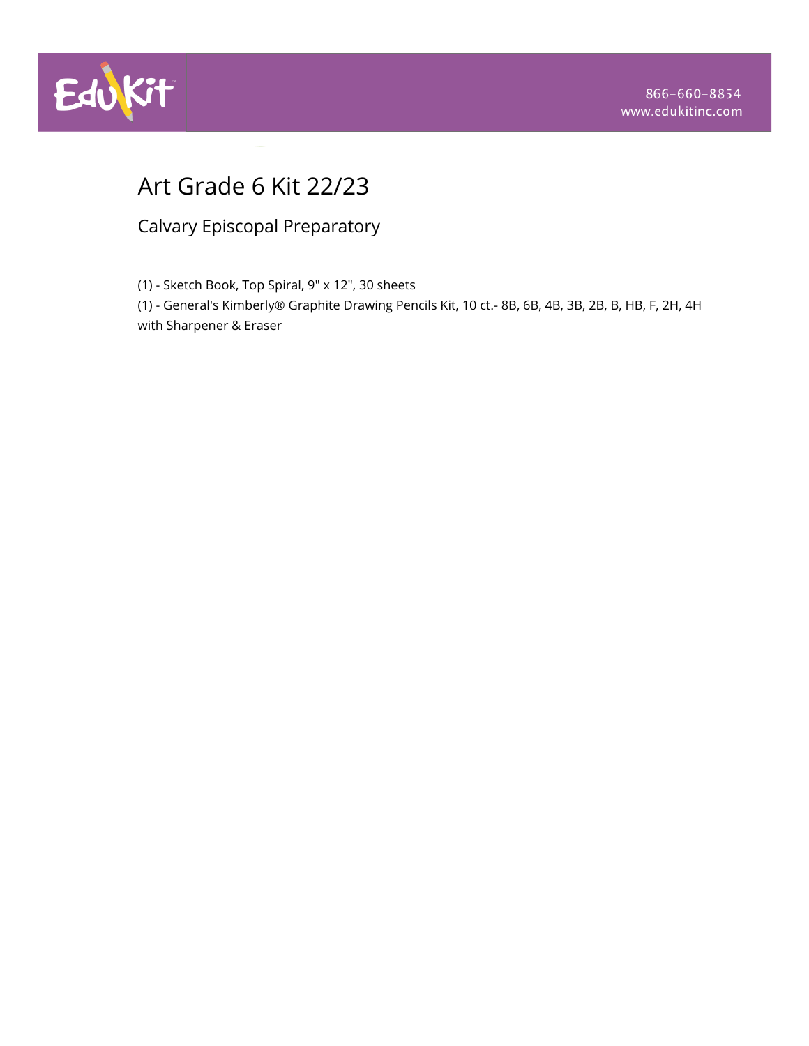# Art Grade 6 Kit 22/23

## Calvary Episcopal Preparatory

(1) - Sketch Book, Top Spiral, 9" x 12", 30 sheets

(1) - General's Kimberly® Graphite Drawing Pencils Kit, 10 ct.- 8B, 6B, 4B, 3B, 2B, B, HB, F, 2H, 4H with Sharpener & Eraser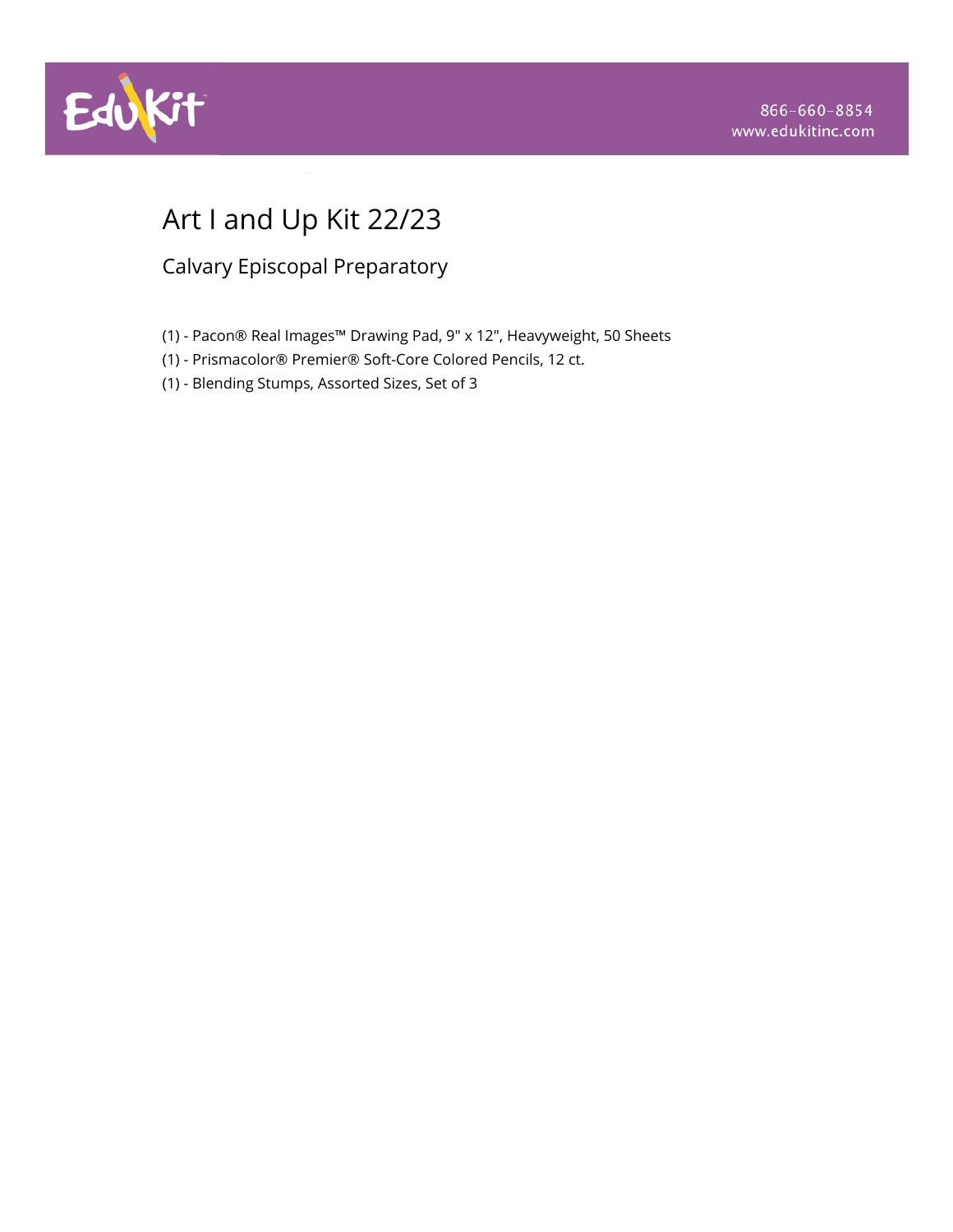# Art I and Up Kit 22/23

## Calvary Episcopal Preparatory

(1) - Pacon® Real Images™ Drawing Pad, 9" x 12", Heavyweight, 50 Sheets
(1) - Prismacolor® Premier® Soft-Core Colored Pencils, 12 ct.
(1) - Blending Stumps, Assorted Sizes, Set of 3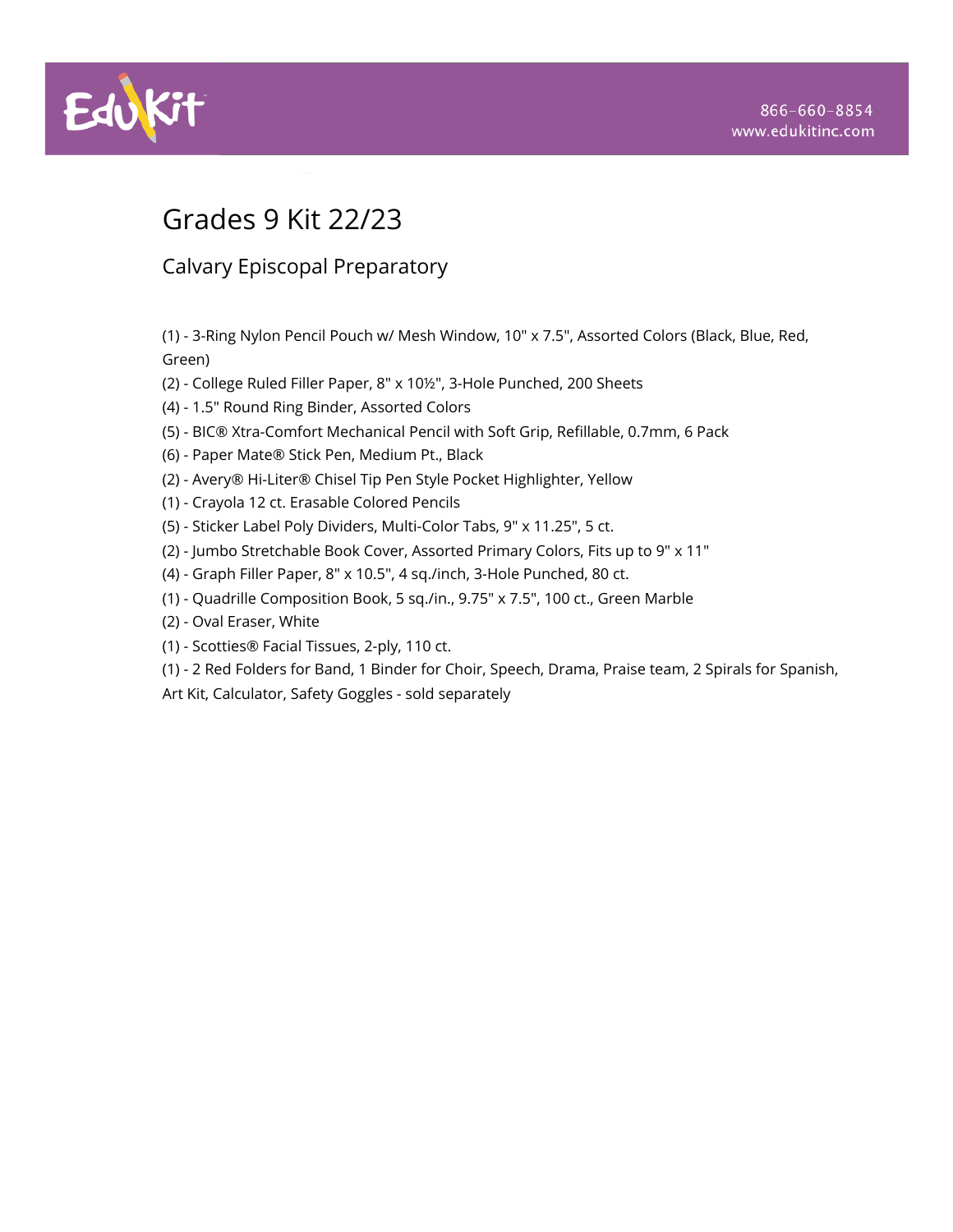# Grades 9 Kit 22/23

## Calvary Episcopal Preparatory

(1) - 3-Ring Nylon Pencil Pouch w/ Mesh Window, 10" x 7.5", Assorted Colors (Black, Blue, Red, Green)

(2) - College Ruled Filler Paper, 8" x 10½", 3-Hole Punched, 200 Sheets

(4) - 1.5" Round Ring Binder, Assorted Colors

(5) - BIC® Xtra-Comfort Mechanical Pencil with Soft Grip, Refillable, 0.7mm, 6 Pack

(6) - Paper Mate® Stick Pen, Medium Pt., Black

(2) - Avery® Hi-Liter® Chisel Tip Pen Style Pocket Highlighter, Yellow

(1) - Crayola 12 ct. Erasable Colored Pencils

(5) - Sticker Label Poly Dividers, Multi-Color Tabs, 9" x 11.25", 5 ct.

(2) - Jumbo Stretchable Book Cover, Assorted Primary Colors, Fits up to 9" x 11"

(4) - Graph Filler Paper, 8" x 10.5", 4 sq./inch, 3-Hole Punched, 80 ct.

(1) - Quadrille Composition Book, 5 sq./in., 9.75" x 7.5", 100 ct., Green Marble

(2) - Oval Eraser, White

(1) - Scotties® Facial Tissues, 2-ply, 110 ct.

(1) - 2 Red Folders for Band, 1 Binder for Choir, Speech, Drama, Praise team, 2 Spirals for Spanish, Art Kit, Calculator, Safety Goggles - sold separately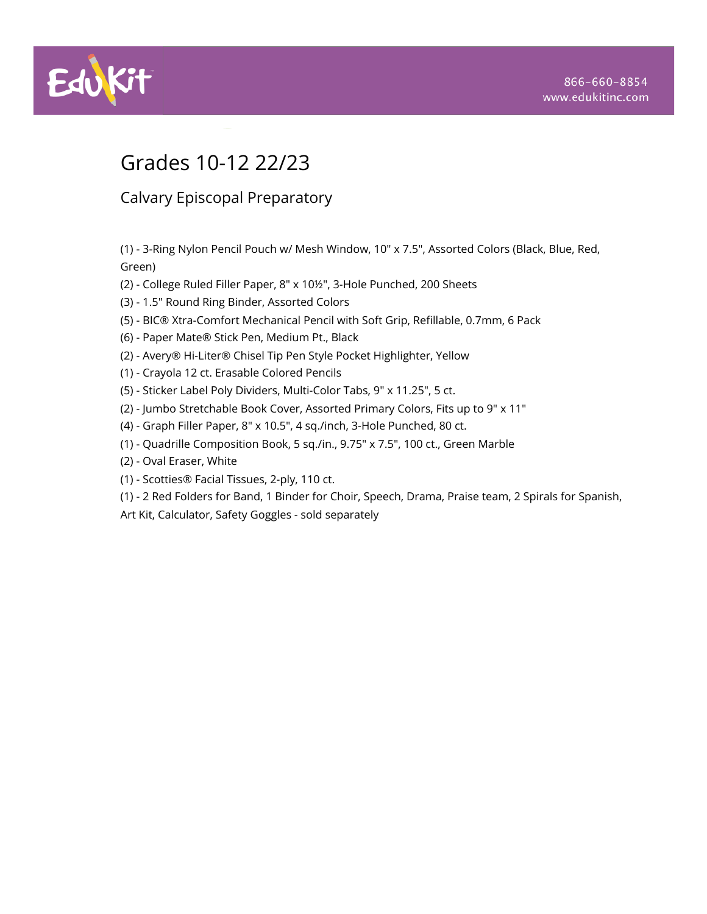# Grades 10-12 22/23

## Calvary Episcopal Preparatory

(1) - 3-Ring Nylon Pencil Pouch w/ Mesh Window, 10" x 7.5", Assorted Colors (Black, Blue, Red, Green)
(2) - College Ruled Filler Paper, 8" x 10½", 3-Hole Punched, 200 Sheets
(3) - 1.5" Round Ring Binder, Assorted Colors
(5) - BIC® Xtra-Comfort Mechanical Pencil with Soft Grip, Refillable, 0.7mm, 6 Pack
(6) - Paper Mate® Stick Pen, Medium Pt., Black
(2) - Avery® Hi-Liter® Chisel Tip Pen Style Pocket Highlighter, Yellow
(1) - Crayola 12 ct. Erasable Colored Pencils
(5) - Sticker Label Poly Dividers, Multi-Color Tabs, 9" x 11.25", 5 ct.
(2) - Jumbo Stretchable Book Cover, Assorted Primary Colors, Fits up to 9" x 11"
(4) - Graph Filler Paper, 8" x 10.5", 4 sq./inch, 3-Hole Punched, 80 ct.
(1) - Quadrille Composition Book, 5 sq./in., 9.75" x 7.5", 100 ct., Green Marble
(2) - Oval Eraser, White
(1) - Scotties® Facial Tissues, 2-ply, 110 ct.
(1) - 2 Red Folders for Band, 1 Binder for Choir, Speech, Drama, Praise team, 2 Spirals for Spanish, Art Kit, Calculator, Safety Goggles - sold separately